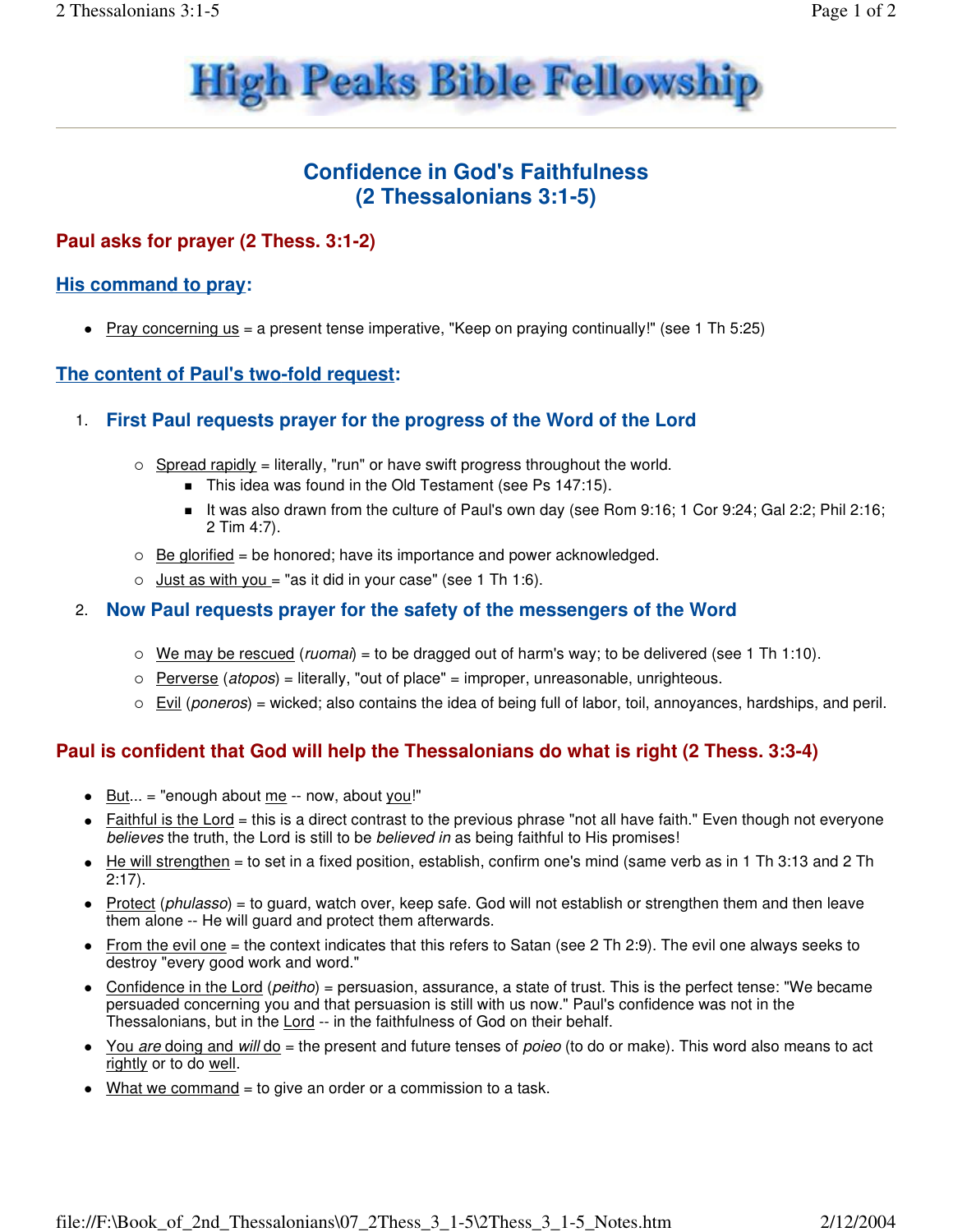# High Peaks Bible Fellowship

## Confidence in God's Faithfulness
## (2 Thessalonians 3:1-5)

### Paul asks for prayer (2 Thess. 3:1-2)

#### His command to pray:

- Pray concerning us = a present tense imperative, "Keep on praying continually!" (see 1 Th 5:25)

#### The content of Paul's two-fold request:

1. **First Paul requests prayer for the progress of the Word of the Lord**
   - Spread rapidly = literally, "run" or have swift progress throughout the world.
     - This idea was found in the Old Testament (see Ps 147:15).
     - It was also drawn from the culture of Paul's own day (see Rom 9:16; 1 Cor 9:24; Gal 2:2; Phil 2:16; 2 Tim 4:7).
   - Be glorified = be honored; have its importance and power acknowledged.
   - Just as with you = "as it did in your case" (see 1 Th 1:6).
2. **Now Paul requests prayer for the safety of the messengers of the Word**
   - We may be rescued (*ruomai*) = to be dragged out of harm's way; to be delivered (see 1 Th 1:10).
   - Perverse (*atopos*) = literally, "out of place" = improper, unreasonable, unrighteous.
   - Evil (*poneros*) = wicked; also contains the idea of being full of labor, toil, annoyances, hardships, and peril.

### Paul is confident that God will help the Thessalonians do what is right (2 Thess. 3:3-4)

- But... = "enough about me -- now, about you!"
- Faithful is the Lord = this is a direct contrast to the previous phrase "not all have faith." Even though not everyone *believes* the truth, the Lord is still to be *believed in* as being faithful to His promises!
- He will strengthen = to set in a fixed position, establish, confirm one's mind (same verb as in 1 Th 3:13 and 2 Th 2:17).
- Protect (*phulasso*) = to guard, watch over, keep safe. God will not establish or strengthen them and then leave them alone -- He will guard and protect them afterwards.
- From the evil one = the context indicates that this refers to Satan (see 2 Th 2:9). The evil one always seeks to destroy "every good work and word."
- Confidence in the Lord (*peitho*) = persuasion, assurance, a state of trust. This is the perfect tense: "We became persuaded concerning you and that persuasion is still with us now." Paul's confidence was not in the Thessalonians, but in the Lord -- in the faithfulness of God on their behalf.
- You *are* doing and *will* do = the present and future tenses of *poieo* (to do or make). This word also means to act rightly or to do well.
- What we command = to give an order or a commission to a task.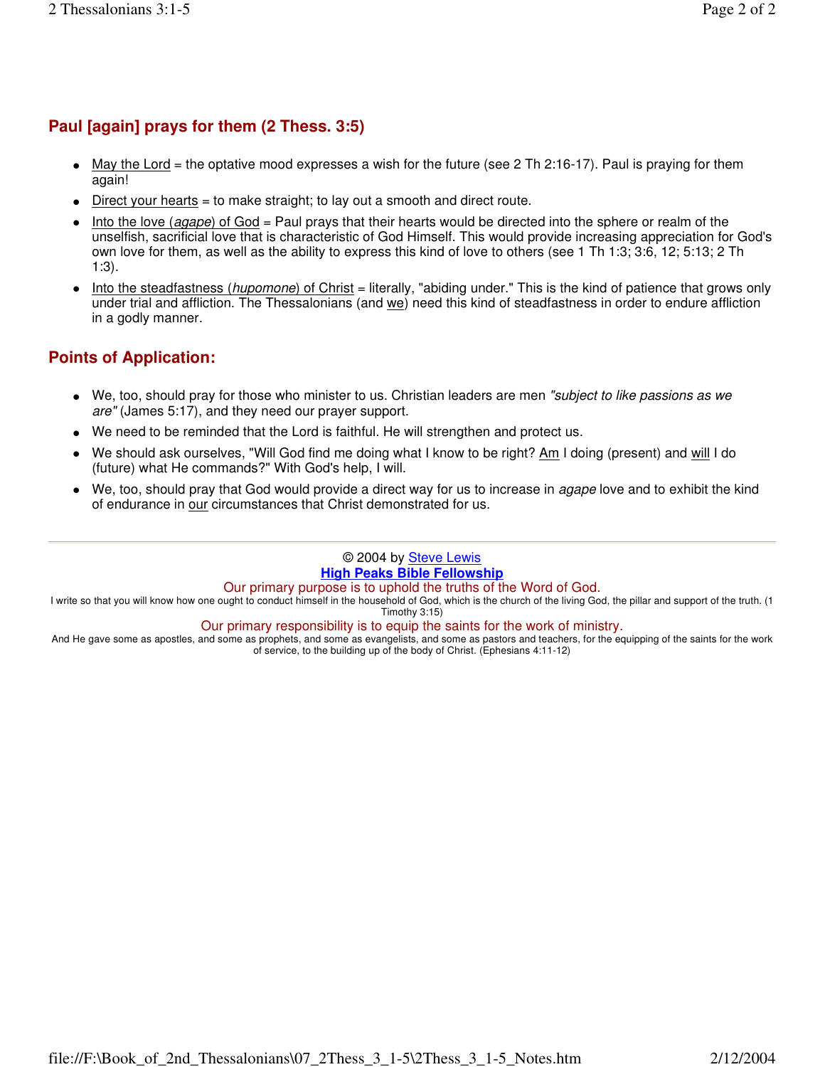## Paul [again] prays for them (2 Thess. 3:5)

- May the Lord = the optative mood expresses a wish for the future (see 2 Th 2:16-17). Paul is praying for them again!
- Direct your hearts = to make straight; to lay out a smooth and direct route.
- Into the love (*agape*) of God = Paul prays that their hearts would be directed into the sphere or realm of the unselfish, sacrificial love that is characteristic of God Himself. This would provide increasing appreciation for God's own love for them, as well as the ability to express this kind of love to others (see 1 Th 1:3; 3:6, 12; 5:13; 2 Th 1:3).
- Into the steadfastness (*hupomone*) of Christ = literally, "abiding under." This is the kind of patience that grows only under trial and affliction. The Thessalonians (and we) need this kind of steadfastness in order to endure affliction in a godly manner.

## Points of Application:

- We, too, should pray for those who minister to us. Christian leaders are men *"subject to like passions as we are"* (James 5:17), and they need our prayer support.
- We need to be reminded that the Lord is faithful. He will strengthen and protect us.
- We should ask ourselves, "Will God find me doing what I know to be right? Am I doing (present) and will I do (future) what He commands?" With God's help, I will.
- We, too, should pray that God would provide a direct way for us to increase in *agape* love and to exhibit the kind of endurance in our circumstances that Christ demonstrated for us.

---

© 2004 by Steve Lewis

**High Peaks Bible Fellowship**

Our primary purpose is to uphold the truths of the Word of God.

I write so that you will know how one ought to conduct himself in the household of God, which is the church of the living God, the pillar and support of the truth. (1 Timothy 3:15)

Our primary responsibility is to equip the saints for the work of ministry.

And He gave some as apostles, and some as prophets, and some as evangelists, and some as pastors and teachers, for the equipping of the saints for the work of service, to the building up of the body of Christ. (Ephesians 4:11-12)